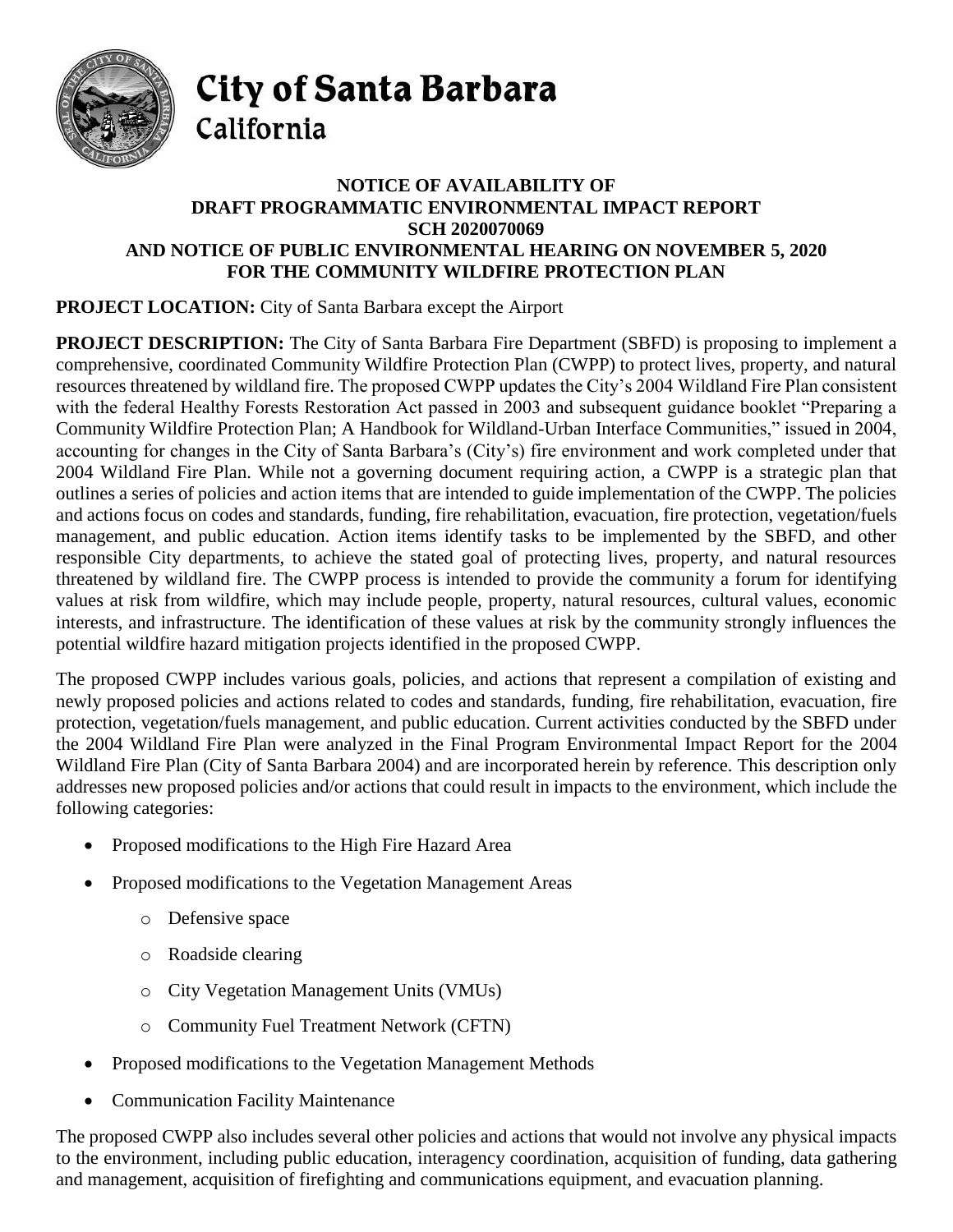# City of Santa Barbara

California

## NOTICE OF AVAILABILITY OF DRAFT PROGRAMMATIC ENVIRONMENTAL IMPACT REPORT SCH 2020070069 AND NOTICE OF PUBLIC ENVIRONMENTAL HEARING ON NOVEMBER 5, 2020 FOR THE COMMUNITY WILDFIRE PROTECTION PLAN

**PROJECT LOCATION:** City of Santa Barbara except the Airport

**PROJECT DESCRIPTION:** The City of Santa Barbara Fire Department (SBFD) is proposing to implement a comprehensive, coordinated Community Wildfire Protection Plan (CWPP) to protect lives, property, and natural resources threatened by wildland fire. The proposed CWPP updates the City's 2004 Wildland Fire Plan consistent with the federal Healthy Forests Restoration Act passed in 2003 and subsequent guidance booklet "Preparing a Community Wildfire Protection Plan; A Handbook for Wildland-Urban Interface Communities," issued in 2004, accounting for changes in the City of Santa Barbara's (City's) fire environment and work completed under that 2004 Wildland Fire Plan. While not a governing document requiring action, a CWPP is a strategic plan that outlines a series of policies and action items that are intended to guide implementation of the CWPP. The policies and actions focus on codes and standards, funding, fire rehabilitation, evacuation, fire protection, vegetation/fuels management, and public education. Action items identify tasks to be implemented by the SBFD, and other responsible City departments, to achieve the stated goal of protecting lives, property, and natural resources threatened by wildland fire. The CWPP process is intended to provide the community a forum for identifying values at risk from wildfire, which may include people, property, natural resources, cultural values, economic interests, and infrastructure. The identification of these values at risk by the community strongly influences the potential wildfire hazard mitigation projects identified in the proposed CWPP.

The proposed CWPP includes various goals, policies, and actions that represent a compilation of existing and newly proposed policies and actions related to codes and standards, funding, fire rehabilitation, evacuation, fire protection, vegetation/fuels management, and public education. Current activities conducted by the SBFD under the 2004 Wildland Fire Plan were analyzed in the Final Program Environmental Impact Report for the 2004 Wildland Fire Plan (City of Santa Barbara 2004) and are incorporated herein by reference. This description only addresses new proposed policies and/or actions that could result in impacts to the environment, which include the following categories:

- Proposed modifications to the High Fire Hazard Area
- Proposed modifications to the Vegetation Management Areas
  - Defensive space
  - Roadside clearing
  - City Vegetation Management Units (VMUs)
  - Community Fuel Treatment Network (CFTN)
- Proposed modifications to the Vegetation Management Methods
- Communication Facility Maintenance

The proposed CWPP also includes several other policies and actions that would not involve any physical impacts to the environment, including public education, interagency coordination, acquisition of funding, data gathering and management, acquisition of firefighting and communications equipment, and evacuation planning.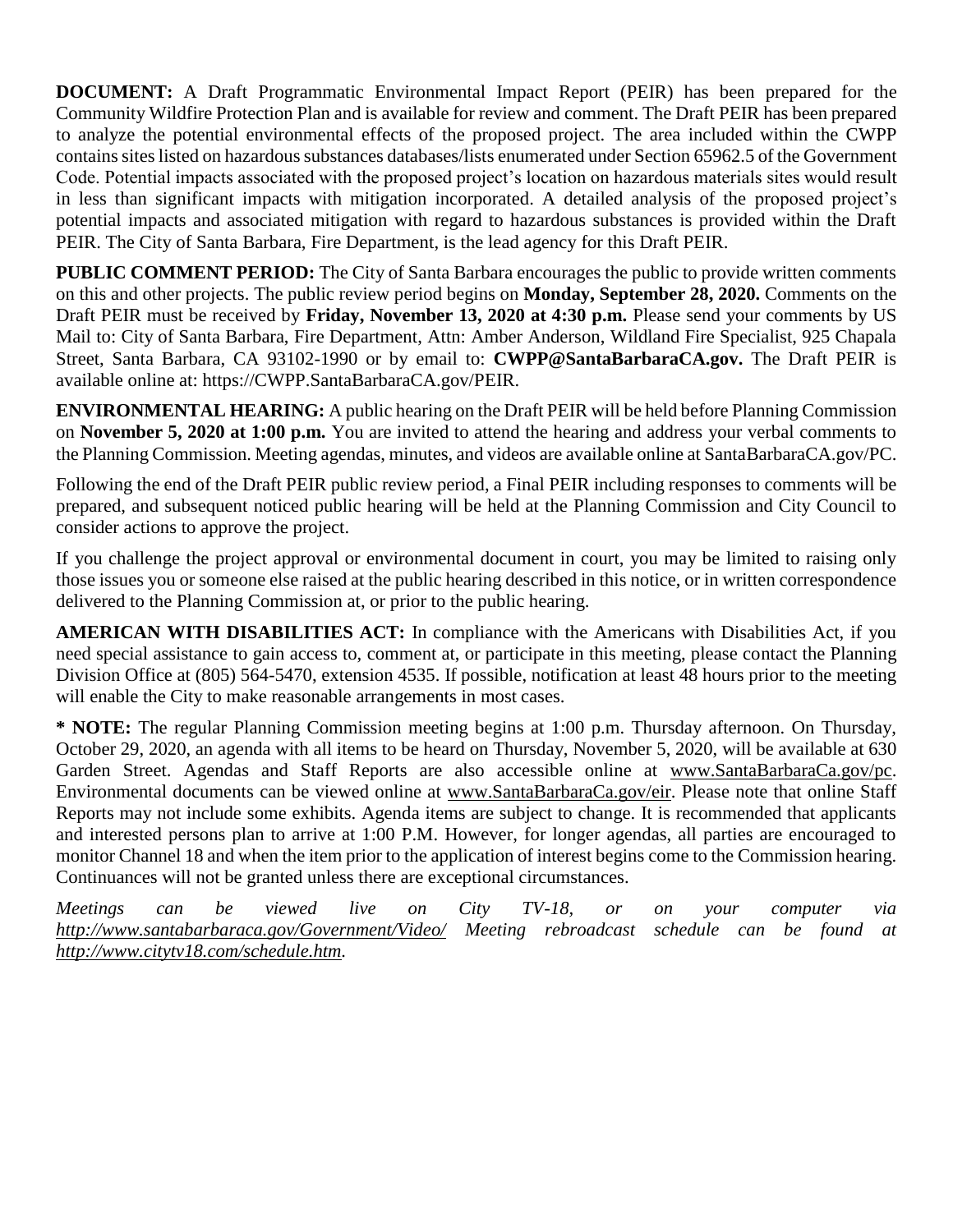**DOCUMENT:** A Draft Programmatic Environmental Impact Report (PEIR) has been prepared for the Community Wildfire Protection Plan and is available for review and comment. The Draft PEIR has been prepared to analyze the potential environmental effects of the proposed project. The area included within the CWPP contains sites listed on hazardous substances databases/lists enumerated under Section 65962.5 of the Government Code. Potential impacts associated with the proposed project's location on hazardous materials sites would result in less than significant impacts with mitigation incorporated. A detailed analysis of the proposed project's potential impacts and associated mitigation with regard to hazardous substances is provided within the Draft PEIR. The City of Santa Barbara, Fire Department, is the lead agency for this Draft PEIR.

**PUBLIC COMMENT PERIOD:** The City of Santa Barbara encourages the public to provide written comments on this and other projects. The public review period begins on **Monday, September 28, 2020.** Comments on the Draft PEIR must be received by **Friday, November 13, 2020 at 4:30 p.m.** Please send your comments by US Mail to: City of Santa Barbara, Fire Department, Attn: Amber Anderson, Wildland Fire Specialist, 925 Chapala Street, Santa Barbara, CA 93102-1990 or by email to: **CWPP@SantaBarbaraCA.gov.** The Draft PEIR is available online at: https://CWPP.SantaBarbaraCA.gov/PEIR.

**ENVIRONMENTAL HEARING:** A public hearing on the Draft PEIR will be held before Planning Commission on **November 5, 2020 at 1:00 p.m.** You are invited to attend the hearing and address your verbal comments to the Planning Commission. Meeting agendas, minutes, and videos are available online at SantaBarbaraCA.gov/PC.

Following the end of the Draft PEIR public review period, a Final PEIR including responses to comments will be prepared, and subsequent noticed public hearing will be held at the Planning Commission and City Council to consider actions to approve the project.

If you challenge the project approval or environmental document in court, you may be limited to raising only those issues you or someone else raised at the public hearing described in this notice, or in written correspondence delivered to the Planning Commission at, or prior to the public hearing.

**AMERICAN WITH DISABILITIES ACT:** In compliance with the Americans with Disabilities Act, if you need special assistance to gain access to, comment at, or participate in this meeting, please contact the Planning Division Office at (805) 564-5470, extension 4535. If possible, notification at least 48 hours prior to the meeting will enable the City to make reasonable arrangements in most cases.

**\* NOTE:** The regular Planning Commission meeting begins at 1:00 p.m. Thursday afternoon. On Thursday, October 29, 2020, an agenda with all items to be heard on Thursday, November 5, 2020, will be available at 630 Garden Street. Agendas and Staff Reports are also accessible online at www.SantaBarbaraCa.gov/pc. Environmental documents can be viewed online at www.SantaBarbaraCa.gov/eir. Please note that online Staff Reports may not include some exhibits. Agenda items are subject to change. It is recommended that applicants and interested persons plan to arrive at 1:00 P.M. However, for longer agendas, all parties are encouraged to monitor Channel 18 and when the item prior to the application of interest begins come to the Commission hearing. Continuances will not be granted unless there are exceptional circumstances.

*Meetings can be viewed live on City TV-18, or on your computer via http://www.santabarbaraca.gov/Government/Video/ Meeting rebroadcast schedule can be found at http://www.citytv18.com/schedule.htm.*